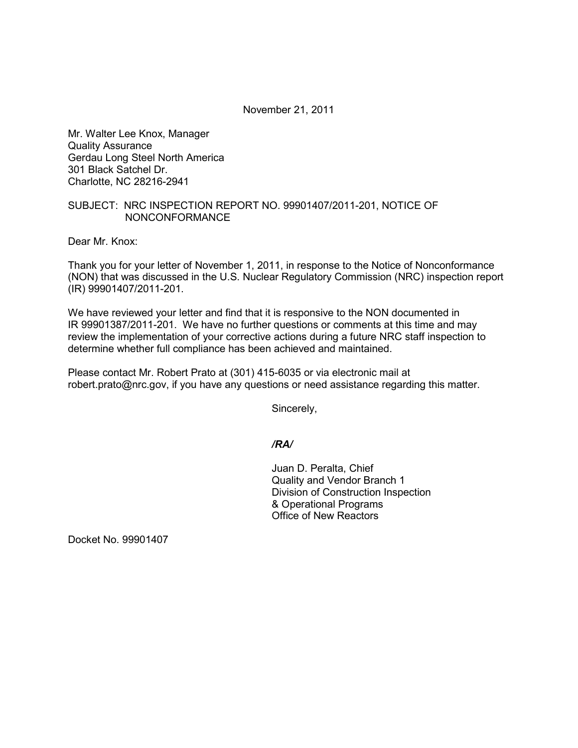November 21, 2011

Mr. Walter Lee Knox, Manager
Quality Assurance
Gerdau Long Steel North America
301 Black Satchel Dr.
Charlotte, NC 28216-2941

SUBJECT: NRC INSPECTION REPORT NO. 99901407/2011-201, NOTICE OF NONCONFORMANCE

Dear Mr. Knox:

Thank you for your letter of November 1, 2011, in response to the Notice of Nonconformance (NON) that was discussed in the U.S. Nuclear Regulatory Commission (NRC) inspection report (IR) 99901407/2011-201.

We have reviewed your letter and find that it is responsive to the NON documented in IR 99901387/2011-201. We have no further questions or comments at this time and may review the implementation of your corrective actions during a future NRC staff inspection to determine whether full compliance has been achieved and maintained.

Please contact Mr. Robert Prato at (301) 415-6035 or via electronic mail at robert.prato@nrc.gov, if you have any questions or need assistance regarding this matter.

Sincerely,

*/RA/*

Juan D. Peralta, Chief
Quality and Vendor Branch 1
Division of Construction Inspection
& Operational Programs
Office of New Reactors

Docket No. 99901407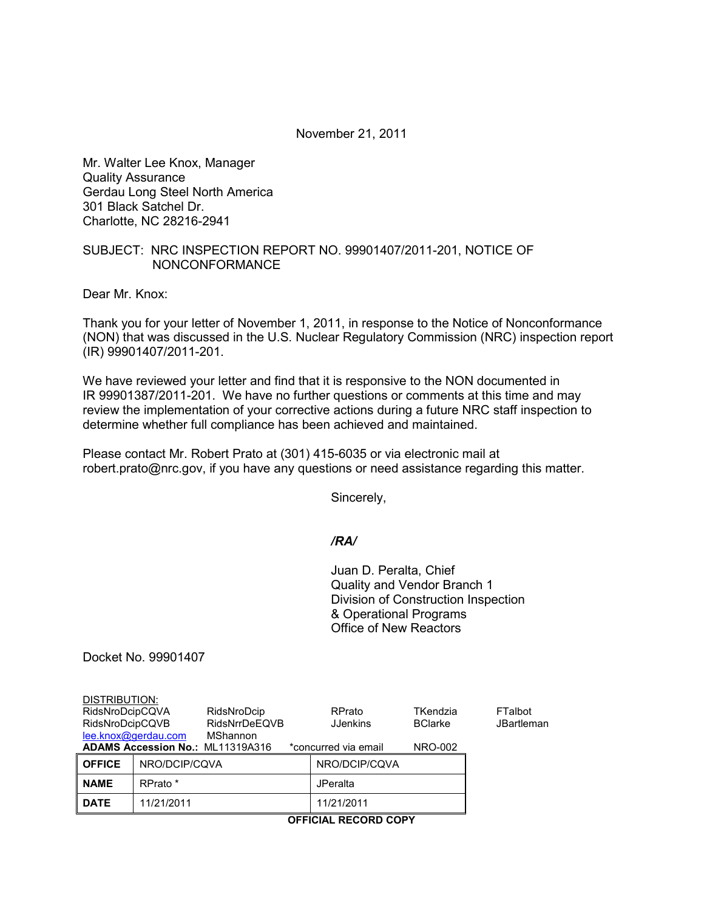November 21, 2011

Mr. Walter Lee Knox, Manager
Quality Assurance
Gerdau Long Steel North America
301 Black Satchel Dr.
Charlotte, NC 28216-2941

SUBJECT: NRC INSPECTION REPORT NO. 99901407/2011-201, NOTICE OF NONCONFORMANCE

Dear Mr. Knox:

Thank you for your letter of November 1, 2011, in response to the Notice of Nonconformance (NON) that was discussed in the U.S. Nuclear Regulatory Commission (NRC) inspection report (IR) 99901407/2011-201.

We have reviewed your letter and find that it is responsive to the NON documented in IR 99901387/2011-201. We have no further questions or comments at this time and may review the implementation of your corrective actions during a future NRC staff inspection to determine whether full compliance has been achieved and maintained.

Please contact Mr. Robert Prato at (301) 415-6035 or via electronic mail at robert.prato@nrc.gov, if you have any questions or need assistance regarding this matter.

Sincerely,

*/RA/*

Juan D. Peralta, Chief
Quality and Vendor Branch 1
Division of Construction Inspection
& Operational Programs
Office of New Reactors

Docket No. 99901407

DISTRIBUTION:

| | | | | |
|---|---|---|---|---|
| RidsNroDcipCQVA | RidsNroDcip | RPrato | TKendzia | FTalbot |
| RidsNroDcipCQVB | RidsNrrDeEQVB | JJenkins | BClarke | JBartleman |
| lee.knox@gerdau.com | MShannon | | | |

**ADAMS Accession No.:** ML11319A316 \*concurred via email NRO-002

| **OFFICE** | NRO/DCIP/CQVA | NRO/DCIP/CQVA |
|---|---|---|
| **NAME** | RPrato * | JPeralta |
| **DATE** | 11/21/2011 | 11/21/2011 |

**OFFICIAL RECORD COPY**